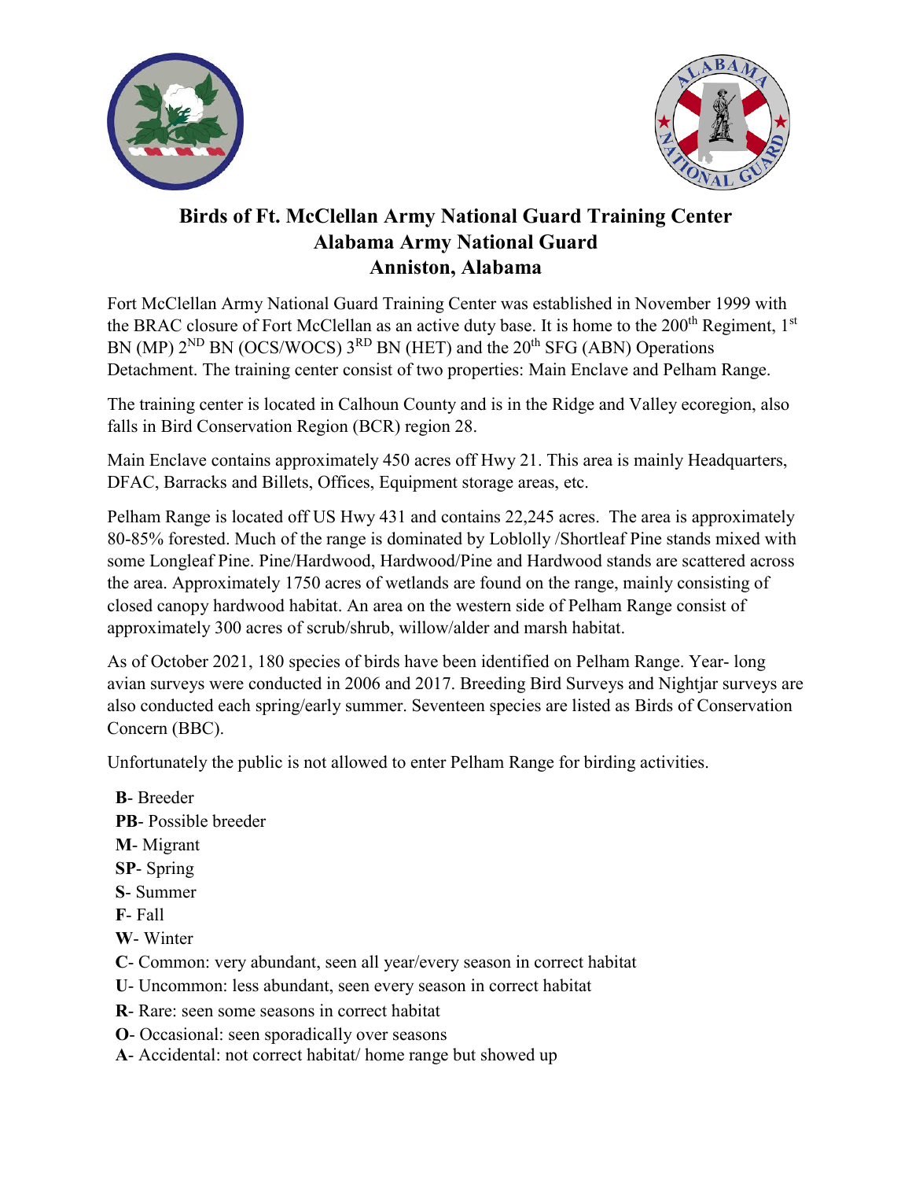# Birds of Ft. McClellan Army National Guard Training Center
## Alabama Army National Guard
## Anniston, Alabama

Fort McClellan Army National Guard Training Center was established in November 1999 with the BRAC closure of Fort McClellan as an active duty base. It is home to the 200th Regiment, 1st BN (MP) 2ND BN (OCS/WOCS) 3RD BN (HET) and the 20th SFG (ABN) Operations Detachment. The training center consist of two properties: Main Enclave and Pelham Range.

The training center is located in Calhoun County and is in the Ridge and Valley ecoregion, also falls in Bird Conservation Region (BCR) region 28.

Main Enclave contains approximately 450 acres off Hwy 21. This area is mainly Headquarters, DFAC, Barracks and Billets, Offices, Equipment storage areas, etc.

Pelham Range is located off US Hwy 431 and contains 22,245 acres. The area is approximately 80-85% forested. Much of the range is dominated by Loblolly /Shortleaf Pine stands mixed with some Longleaf Pine. Pine/Hardwood, Hardwood/Pine and Hardwood stands are scattered across the area. Approximately 1750 acres of wetlands are found on the range, mainly consisting of closed canopy hardwood habitat. An area on the western side of Pelham Range consist of approximately 300 acres of scrub/shrub, willow/alder and marsh habitat.

As of October 2021, 180 species of birds have been identified on Pelham Range. Year- long avian surveys were conducted in 2006 and 2017. Breeding Bird Surveys and Nightjar surveys are also conducted each spring/early summer. Seventeen species are listed as Birds of Conservation Concern (BBC).

Unfortunately the public is not allowed to enter Pelham Range for birding activities.

**B**- Breeder
**PB**- Possible breeder
**M**- Migrant
**SP**- Spring
**S**- Summer
**F**- Fall
**W**- Winter
**C**- Common: very abundant, seen all year/every season in correct habitat
**U**- Uncommon: less abundant, seen every season in correct habitat
**R**- Rare: seen some seasons in correct habitat
**O**- Occasional: seen sporadically over seasons
**A**- Accidental: not correct habitat/ home range but showed up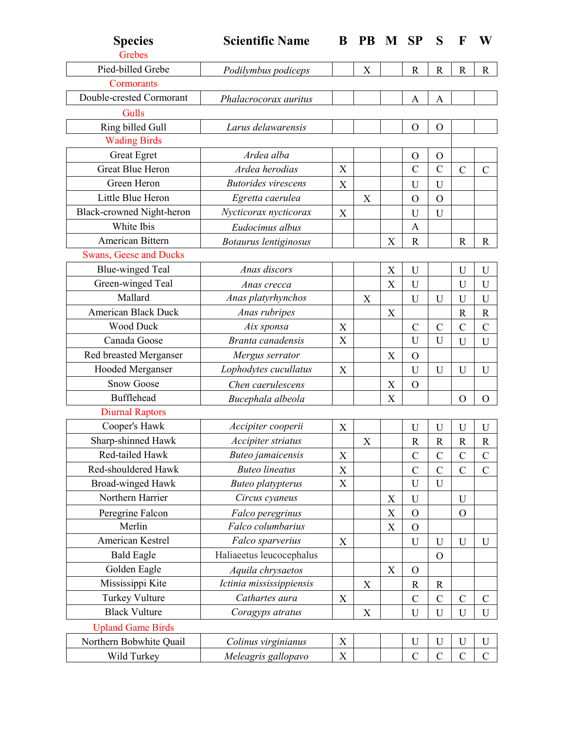| Species | Scientific Name | B | PB | M | SP | S | F | W |
|---|---|---|---|---|---|---|---|---|
| **Grebes** | | | | | | | | |
| Pied-billed Grebe | *Podilymbus podiceps* | | X | | R | R | R | R |
| **Cormorants** | | | | | | | | |
| Double-crested Cormorant | *Phalacrocorax auritus* | | | | A | A | | |
| **Gulls** | | | | | | | | |
| Ring billed Gull | *Larus delawarensis* | | | | O | O | | |
| **Wading Birds** | | | | | | | | |
| Great Egret | *Ardea alba* | | | | O | O | | |
| Great Blue Heron | *Ardea herodias* | X | | | C | C | C | C |
| Green Heron | *Butorides virescens* | X | | | U | U | | |
| Little Blue Heron | *Egretta caerulea* | | X | | O | O | | |
| Black-crowned Night-heron | *Nycticorax nycticorax* | X | | | U | U | | |
| White Ibis | *Eudocimus albus* | | | | A | | | |
| American Bittern | *Botaurus lentiginosus* | | | X | R | | R | R |
| **Swans, Geese and Ducks** | | | | | | | | |
| Blue-winged Teal | *Anas discors* | | | X | U | | U | U |
| Green-winged Teal | *Anas crecca* | | | X | U | | U | U |
| Mallard | *Anas platyrhynchos* | | X | | U | U | U | U |
| American Black Duck | *Anas rubripes* | | | X | | | R | R |
| Wood Duck | *Aix sponsa* | X | | | C | C | C | C |
| Canada Goose | *Branta canadensis* | X | | | U | U | U | U |
| Red breasted Merganser | *Mergus serrator* | | | X | O | | | |
| Hooded Merganser | *Lophodytes cucullatus* | X | | | U | U | U | U |
| Snow Goose | *Chen caerulescens* | | | X | O | | | |
| Bufflehead | *Bucephala albeola* | | | X | | | O | O |
| **Diurnal Raptors** | | | | | | | | |
| Cooper's Hawk | *Accipiter cooperii* | X | | | U | U | U | U |
| Sharp-shinned Hawk | *Accipiter striatus* | | X | | R | R | R | R |
| Red-tailed Hawk | *Buteo jamaicensis* | X | | | C | C | C | C |
| Red-shouldered Hawk | *Buteo lineatus* | X | | | C | C | C | C |
| Broad-winged Hawk | *Buteo platypterus* | X | | | U | U | | |
| Northern Harrier | *Circus cyaneus* | | | X | U | | U | |
| Peregrine Falcon | *Falco peregrinus* | | | X | O | | O | |
| Merlin | *Falco columbarius* | | | X | O | | | |
| American Kestrel | *Falco sparverius* | X | | | U | U | U | U |
| Bald Eagle | Haliaeetus leucocephalus | | | | | O | | |
| Golden Eagle | *Aquila chrysaetos* | | | X | O | | | |
| Mississippi Kite | *Ictinia mississippiensis* | | X | | R | R | | |
| Turkey Vulture | *Cathartes aura* | X | | | C | C | C | C |
| Black Vulture | *Coragyps atratus* | | X | | U | U | U | U |
| **Upland Game Birds** | | | | | | | | |
| Northern Bobwhite Quail | *Colinus virginianus* | X | | | U | U | U | U |
| Wild Turkey | *Meleagris gallopavo* | X | | | C | C | C | C |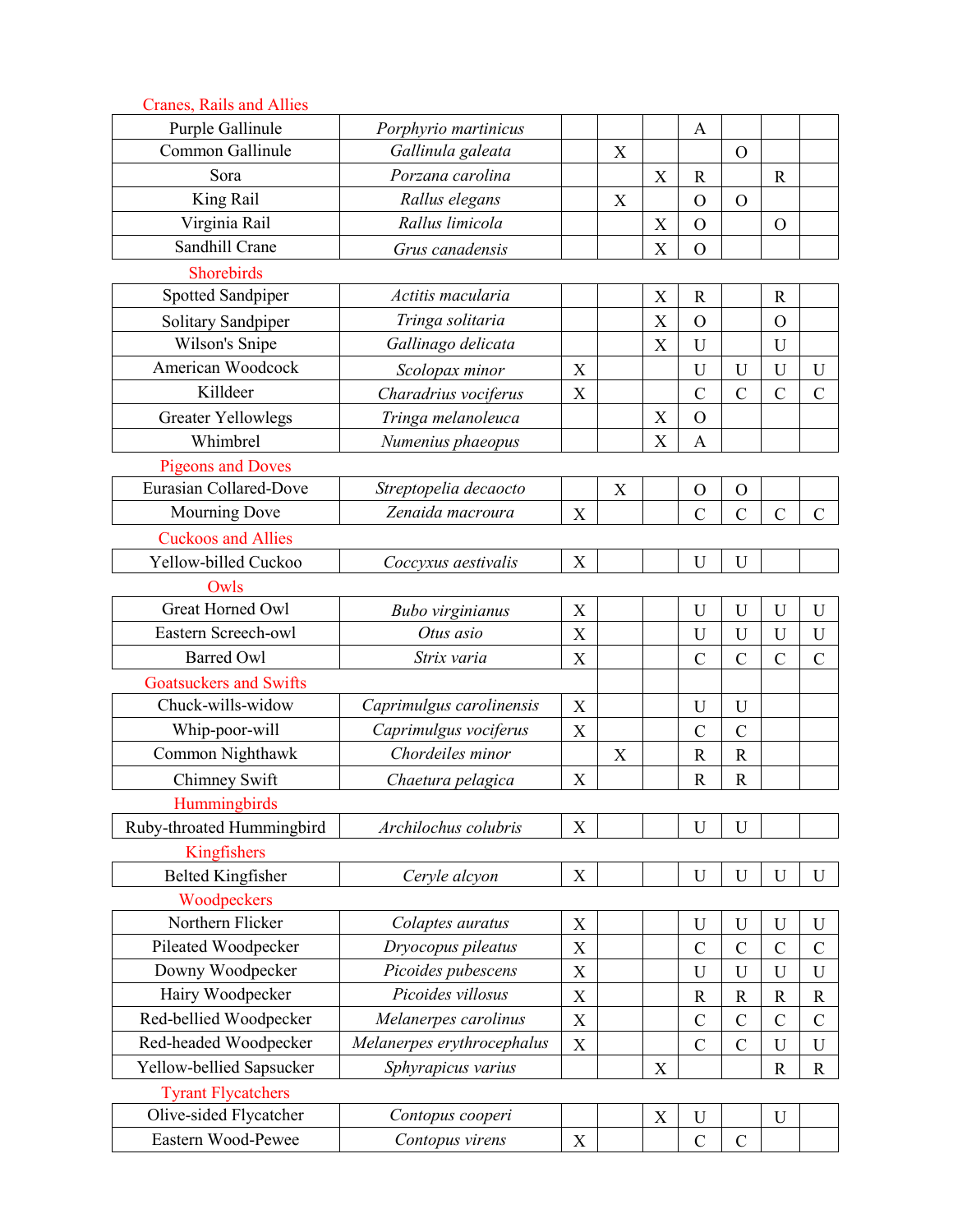| | | | | | | | | |
|---|---|---|---|---|---|---|---|---|
| Cranes, Rails and Allies | | | | | | | | |
| Purple Gallinule | *Porphyrio martinicus* | | | | A | | | |
| Common Gallinule | *Gallinula galeata* | | X | | | O | | |
| Sora | *Porzana carolina* | | | X | R | | R | |
| King Rail | *Rallus elegans* | | X | | O | O | | |
| Virginia Rail | *Rallus limicola* | | | X | O | | O | |
| Sandhill Crane | *Grus canadensis* | | | X | O | | | |
| Shorebirds | | | | | | | | |
| Spotted Sandpiper | *Actitis macularia* | | | X | R | | R | |
| Solitary Sandpiper | *Tringa solitaria* | | | X | O | | O | |
| Wilson's Snipe | *Gallinago delicata* | | | X | U | | U | |
| American Woodcock | *Scolopax minor* | X | | | U | U | U | U |
| Killdeer | *Charadrius vociferus* | X | | | C | C | C | C |
| Greater Yellowlegs | *Tringa melanoleuca* | | | X | O | | | |
| Whimbrel | *Numenius phaeopus* | | | X | A | | | |
| Pigeons and Doves | | | | | | | | |
| Eurasian Collared-Dove | *Streptopelia decaocto* | | X | | O | O | | |
| Mourning Dove | *Zenaida macroura* | X | | | C | C | C | C |
| Cuckoos and Allies | | | | | | | | |
| Yellow-billed Cuckoo | *Coccyxus aestivalis* | X | | | U | U | | |
| Owls | | | | | | | | |
| Great Horned Owl | *Bubo virginianus* | X | | | U | U | U | U |
| Eastern Screech-owl | *Otus asio* | X | | | U | U | U | U |
| Barred Owl | *Strix varia* | X | | | C | C | C | C |
| Goatsuckers and Swifts | | | | | | | | |
| Chuck-wills-widow | *Caprimulgus carolinensis* | X | | | U | U | | |
| Whip-poor-will | *Caprimulgus vociferus* | X | | | C | C | | |
| Common Nighthawk | *Chordeiles minor* | | X | | R | R | | |
| Chimney Swift | *Chaetura pelagica* | X | | | R | R | | |
| Hummingbirds | | | | | | | | |
| Ruby-throated Hummingbird | *Archilochus colubris* | X | | | U | U | | |
| Kingfishers | | | | | | | | |
| Belted Kingfisher | *Ceryle alcyon* | X | | | U | U | U | U |
| Woodpeckers | | | | | | | | |
| Northern Flicker | *Colaptes auratus* | X | | | U | U | U | U |
| Pileated Woodpecker | *Dryocopus pileatus* | X | | | C | C | C | C |
| Downy Woodpecker | *Picoides pubescens* | X | | | U | U | U | U |
| Hairy Woodpecker | *Picoides villosus* | X | | | R | R | R | R |
| Red-bellied Woodpecker | *Melanerpes carolinus* | X | | | C | C | C | C |
| Red-headed Woodpecker | *Melanerpes erythrocephalus* | X | | | C | C | U | U |
| Yellow-bellied Sapsucker | *Sphyrapicus varius* | | | X | | | R | R |
| Tyrant Flycatchers | | | | | | | | |
| Olive-sided Flycatcher | *Contopus cooperi* | | | X | U | | U | |
| Eastern Wood-Pewee | *Contopus virens* | X | | | C | C | | |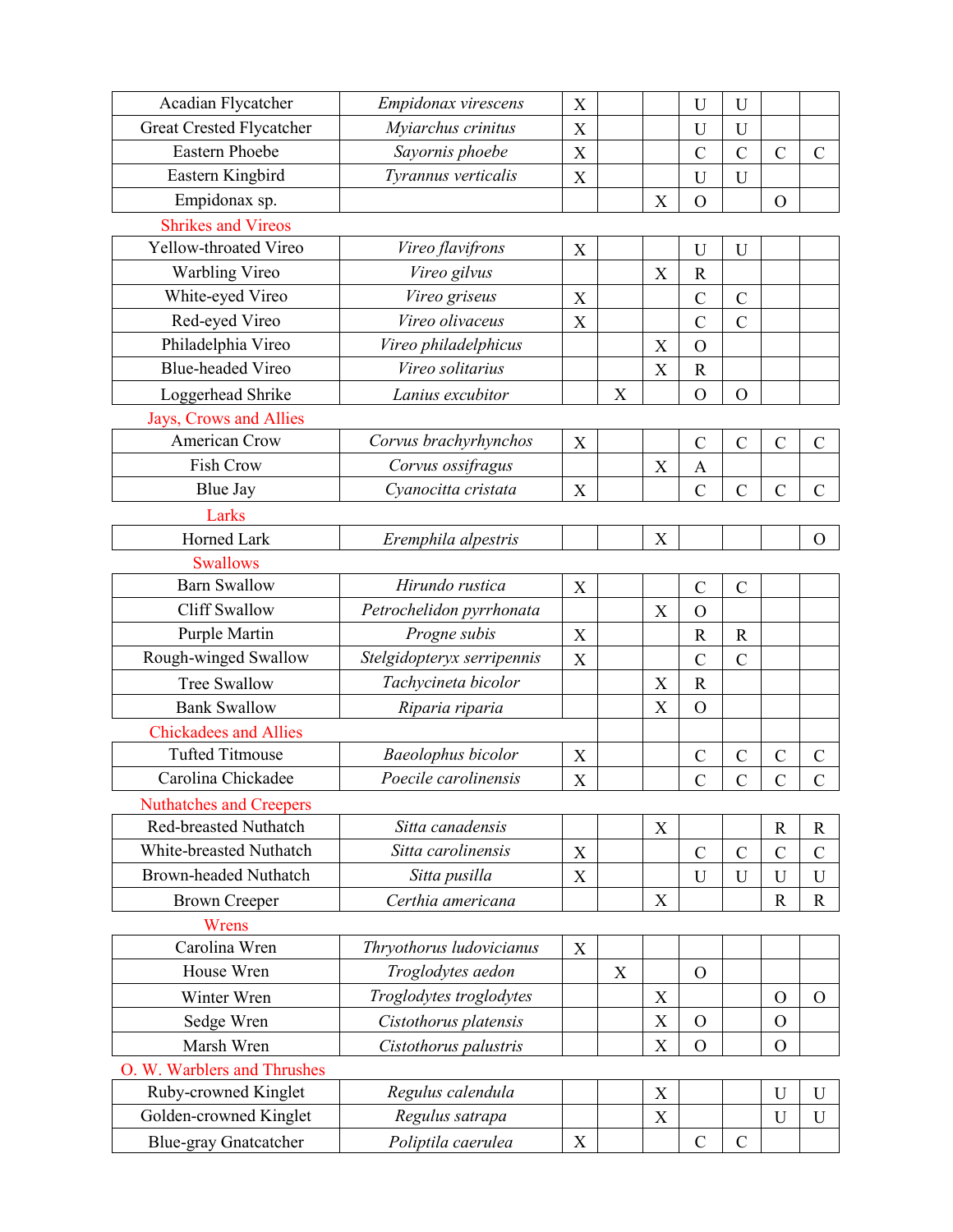| | | | | | | | | |
|---|---|---|---|---|---|---|---|---|
| Acadian Flycatcher | *Empidonax virescens* | X | | | U | U | | |
| Great Crested Flycatcher | *Myiarchus crinitus* | X | | | U | U | | |
| Eastern Phoebe | *Sayornis phoebe* | X | | | C | C | C | C |
| Eastern Kingbird | *Tyrannus verticalis* | X | | | U | U | | |
| Empidonax sp. | | | | X | O | | O | |
| Shrikes and Vireos | | | | | | | | |
| Yellow-throated Vireo | *Vireo flavifrons* | X | | | U | U | | |
| Warbling Vireo | *Vireo gilvus* | | | X | R | | | |
| White-eyed Vireo | *Vireo griseus* | X | | | C | C | | |
| Red-eyed Vireo | *Vireo olivaceus* | X | | | C | C | | |
| Philadelphia Vireo | *Vireo philadelphicus* | | | X | O | | | |
| Blue-headed Vireo | *Vireo solitarius* | | | X | R | | | |
| Loggerhead Shrike | *Lanius excubitor* | | X | | O | O | | |
| Jays, Crows and Allies | | | | | | | | |
| American Crow | *Corvus brachyrhynchos* | X | | | C | C | C | C |
| Fish Crow | *Corvus ossifragus* | | | X | A | | | |
| Blue Jay | *Cyanocitta cristata* | X | | | C | C | C | C |
| Larks | | | | | | | | |
| Horned Lark | *Eremphila alpestris* | | | X | | | | O |
| Swallows | | | | | | | | |
| Barn Swallow | *Hirundo rustica* | X | | | C | C | | |
| Cliff Swallow | *Petrochelidon pyrrhonata* | | | X | O | | | |
| Purple Martin | *Progne subis* | X | | | R | R | | |
| Rough-winged Swallow | *Stelgidopteryx serripennis* | X | | | C | C | | |
| Tree Swallow | *Tachycineta bicolor* | | | X | R | | | |
| Bank Swallow | *Riparia riparia* | | | X | O | | | |
| Chickadees and Allies | | | | | | | | |
| Tufted Titmouse | *Baeolophus bicolor* | X | | | C | C | C | C |
| Carolina Chickadee | *Poecile carolinensis* | X | | | C | C | C | C |
| Nuthatches and Creepers | | | | | | | | |
| Red-breasted Nuthatch | *Sitta canadensis* | | | X | | | R | R |
| White-breasted Nuthatch | *Sitta carolinensis* | X | | | C | C | C | C |
| Brown-headed Nuthatch | *Sitta pusilla* | X | | | U | U | U | U |
| Brown Creeper | *Certhia americana* | | | X | | | R | R |
| Wrens | | | | | | | | |
| Carolina Wren | *Thryothorus ludovicianus* | X | | | | | | |
| House Wren | *Troglodytes aedon* | | X | | O | | | |
| Winter Wren | *Troglodytes troglodytes* | | | X | | | O | O |
| Sedge Wren | *Cistothorus platensis* | | | X | O | | O | |
| Marsh Wren | *Cistothorus palustris* | | | X | O | | O | |
| O. W. Warblers and Thrushes | | | | | | | | |
| Ruby-crowned Kinglet | *Regulus calendula* | | | X | | | U | U |
| Golden-crowned Kinglet | *Regulus satrapa* | | | X | | | U | U |
| Blue-gray Gnatcatcher | *Poliptila caerulea* | X | | | C | C | | |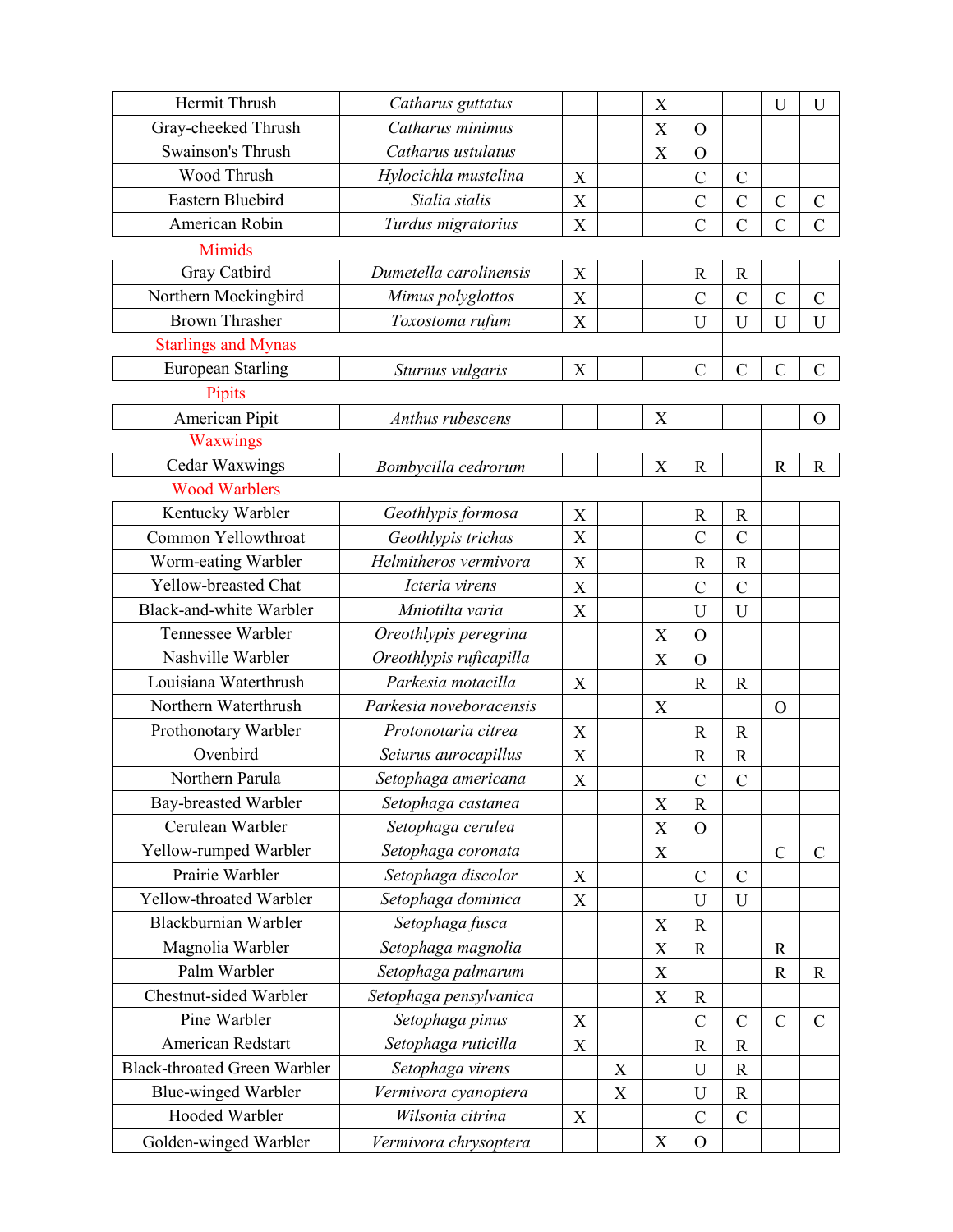| | | | | | | | | |
|---|---|---|---|---|---|---|---|---|
| Hermit Thrush | *Catharus guttatus* | | | X | | | U | U |
| Gray-cheeked Thrush | *Catharus minimus* | | | X | O | | | |
| Swainson's Thrush | *Catharus ustulatus* | | | X | O | | | |
| Wood Thrush | *Hylocichla mustelina* | X | | | C | C | | |
| Eastern Bluebird | *Sialia sialis* | X | | | C | C | C | C |
| American Robin | *Turdus migratorius* | X | | | C | C | C | C |
| Mimids | | | | | | | | |
| Gray Catbird | *Dumetella carolinensis* | X | | | R | R | | |
| Northern Mockingbird | *Mimus polyglottos* | X | | | C | C | C | C |
| Brown Thrasher | *Toxostoma rufum* | X | | | U | U | U | U |
| Starlings and Mynas | | | | | | | | |
| European Starling | *Sturnus vulgaris* | X | | | C | C | C | C |
| Pipits | | | | | | | | |
| American Pipit | *Anthus rubescens* | | | X | | | | O |
| Waxwings | | | | | | | | |
| Cedar Waxwings | *Bombycilla cedrorum* | | | X | R | | R | R |
| Wood Warblers | | | | | | | | |
| Kentucky Warbler | *Geothlypis formosa* | X | | | R | R | | |
| Common Yellowthroat | *Geothlypis trichas* | X | | | C | C | | |
| Worm-eating Warbler | *Helmitheros vermivora* | X | | | R | R | | |
| Yellow-breasted Chat | *Icteria virens* | X | | | C | C | | |
| Black-and-white Warbler | *Mniotilta varia* | X | | | U | U | | |
| Tennessee Warbler | *Oreothlypis peregrina* | | | X | O | | | |
| Nashville Warbler | *Oreothlypis ruficapilla* | | | X | O | | | |
| Louisiana Waterthrush | *Parkesia motacilla* | X | | | R | R | | |
| Northern Waterthrush | *Parkesia noveboracensis* | | | X | | | O | |
| Prothonotary Warbler | *Protonotaria citrea* | X | | | R | R | | |
| Ovenbird | *Seiurus aurocapillus* | X | | | R | R | | |
| Northern Parula | *Setophaga americana* | X | | | C | C | | |
| Bay-breasted Warbler | *Setophaga castanea* | | | X | R | | | |
| Cerulean Warbler | *Setophaga cerulea* | | | X | O | | | |
| Yellow-rumped Warbler | *Setophaga coronata* | | | X | | | C | C |
| Prairie Warbler | *Setophaga discolor* | X | | | C | C | | |
| Yellow-throated Warbler | *Setophaga dominica* | X | | | U | U | | |
| Blackburnian Warbler | *Setophaga fusca* | | | X | R | | | |
| Magnolia Warbler | *Setophaga magnolia* | | | X | R | | R | |
| Palm Warbler | *Setophaga palmarum* | | | X | | | R | R |
| Chestnut-sided Warbler | *Setophaga pensylvanica* | | | X | R | | | |
| Pine Warbler | *Setophaga pinus* | X | | | C | C | C | C |
| American Redstart | *Setophaga ruticilla* | X | | | R | R | | |
| Black-throated Green Warbler | *Setophaga virens* | | X | | U | R | | |
| Blue-winged Warbler | *Vermivora cyanoptera* | | X | | U | R | | |
| Hooded Warbler | *Wilsonia citrina* | X | | | C | C | | |
| Golden-winged Warbler | *Vermivora chrysoptera* | | | X | O | | | |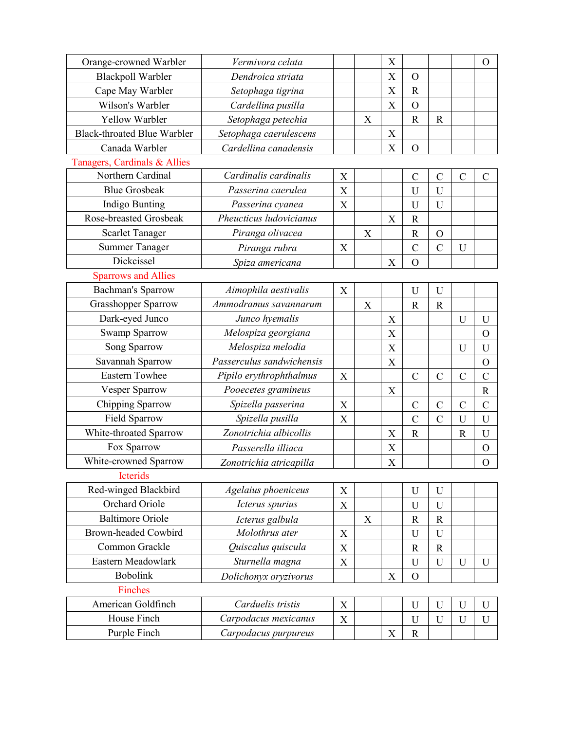| | | | | | | | | |
|---|---|---|---|---|---|---|---|---|
| Orange-crowned Warbler | *Vermivora celata* | | | X | | | | O |
| Blackpoll Warbler | *Dendroica striata* | | | X | O | | | |
| Cape May Warbler | *Setophaga tigrina* | | | X | R | | | |
| Wilson's Warbler | *Cardellina pusilla* | | | X | O | | | |
| Yellow Warbler | *Setophaga petechia* | | X | | R | R | | |
| Black-throated Blue Warbler | *Setophaga caerulescens* | | | X | | | | |
| Canada Warbler | *Cardellina canadensis* | | | X | O | | | |
| **Tanagers, Cardinals & Allies** | | | | | | | | |
| Northern Cardinal | *Cardinalis cardinalis* | X | | | C | C | C | C |
| Blue Grosbeak | *Passerina caerulea* | X | | | U | U | | |
| Indigo Bunting | *Passerina cyanea* | X | | | U | U | | |
| Rose-breasted Grosbeak | *Pheucticus ludovicianus* | | | X | R | | | |
| Scarlet Tanager | *Piranga olivacea* | | X | | R | O | | |
| Summer Tanager | *Piranga rubra* | X | | | C | C | U | |
| Dickcissel | *Spiza americana* | | | X | O | | | |
| **Sparrows and Allies** | | | | | | | | |
| Bachman's Sparrow | *Aimophila aestivalis* | X | | | U | U | | |
| Grasshopper Sparrow | *Ammodramus savannarum* | | X | | R | R | | |
| Dark-eyed Junco | *Junco hyemalis* | | | X | | | U | U |
| Swamp Sparrow | *Melospiza georgiana* | | | X | | | | O |
| Song Sparrow | *Melospiza melodia* | | | X | | | U | U |
| Savannah Sparrow | *Passerculus sandwichensis* | | | X | | | | O |
| Eastern Towhee | *Pipilo erythrophthalmus* | X | | | C | C | C | C |
| Vesper Sparrow | *Pooecetes gramineus* | | | X | | | | R |
| Chipping Sparrow | *Spizella passerina* | X | | | C | C | C | C |
| Field Sparrow | *Spizella pusilla* | X | | | C | C | U | U |
| White-throated Sparrow | *Zonotrichia albicollis* | | | X | R | | R | U |
| Fox Sparrow | *Passerella illiaca* | | | X | | | | O |
| White-crowned Sparrow | *Zonotrichia atricapilla* | | | X | | | | O |
| **Icterids** | | | | | | | | |
| Red-winged Blackbird | *Agelaius phoeniceus* | X | | | U | U | | |
| Orchard Oriole | *Icterus spurius* | X | | | U | U | | |
| Baltimore Oriole | *Icterus galbula* | | X | | R | R | | |
| Brown-headed Cowbird | *Molothrus ater* | X | | | U | U | | |
| Common Grackle | *Quiscalus quiscula* | X | | | R | R | | |
| Eastern Meadowlark | *Sturnella magna* | X | | | U | U | U | U |
| Bobolink | *Dolichonyx oryzivorus* | | | X | O | | | |
| **Finches** | | | | | | | | |
| American Goldfinch | *Carduelis tristis* | X | | | U | U | U | U |
| House Finch | *Carpodacus mexicanus* | X | | | U | U | U | U |
| Purple Finch | *Carpodacus purpureus* | | | X | R | | | |